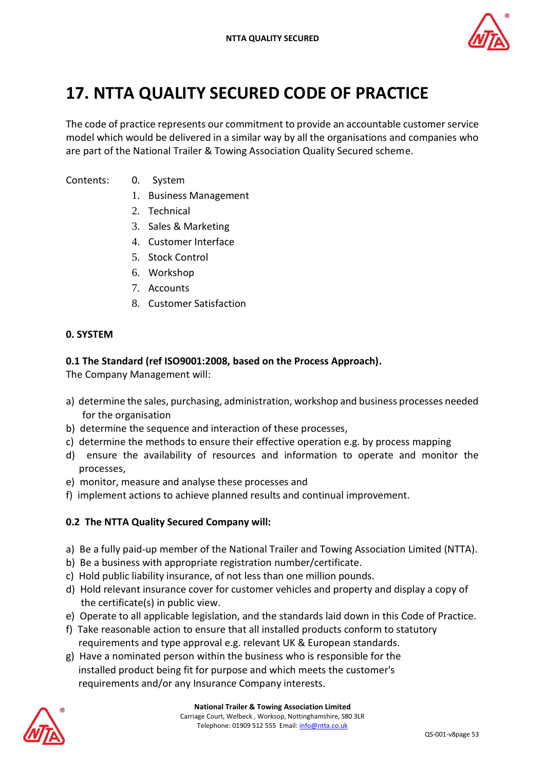# 17. NTTA QUALITY SECURED CODE OF PRACTICE

The code of practice represents our commitment to provide an accountable customer service model which would be delivered in a similar way by all the organisations and companies who are part of the National Trailer & Towing Association Quality Secured scheme.

Contents:

0. System
1. Business Management
2. Technical
3. Sales & Marketing
4. Customer Interface
5. Stock Control
6. Workshop
7. Accounts
8. Customer Satisfaction

## 0. SYSTEM

### 0.1 The Standard (ref ISO9001:2008, based on the Process Approach).

The Company Management will:

a) determine the sales, purchasing, administration, workshop and business processes needed for the organisation
b) determine the sequence and interaction of these processes,
c) determine the methods to ensure their effective operation e.g. by process mapping
d) ensure the availability of resources and information to operate and monitor the processes,
e) monitor, measure and analyse these processes and
f) implement actions to achieve planned results and continual improvement.

### 0.2 The NTTA Quality Secured Company will:

a) Be a fully paid-up member of the National Trailer and Towing Association Limited (NTTA).
b) Be a business with appropriate registration number/certificate.
c) Hold public liability insurance, of not less than one million pounds.
d) Hold relevant insurance cover for customer vehicles and property and display a copy of the certificate(s) in public view.
e) Operate to all applicable legislation, and the standards laid down in this Code of Practice.
f) Take reasonable action to ensure that all installed products conform to statutory requirements and type approval e.g. relevant UK & European standards.
g) Have a nominated person within the business who is responsible for the installed product being fit for purpose and which meets the customer's requirements and/or any Insurance Company interests.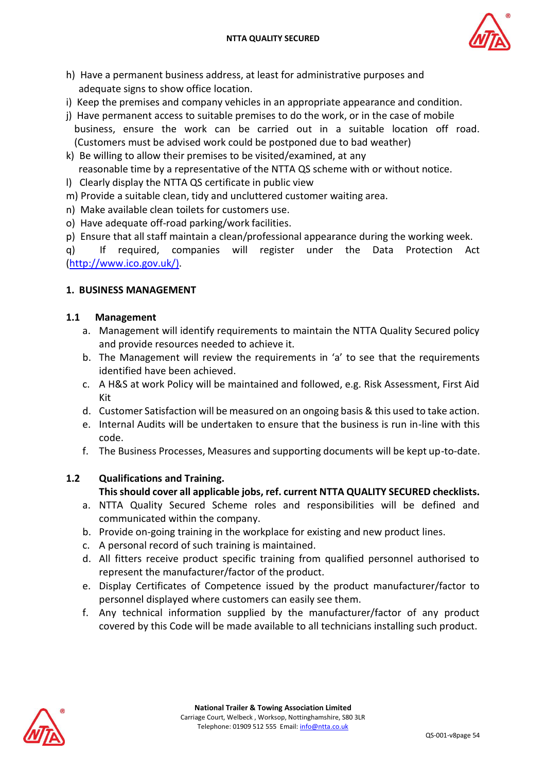h) Have a permanent business address, at least for administrative purposes and adequate signs to show office location.
i) Keep the premises and company vehicles in an appropriate appearance and condition.
j) Have permanent access to suitable premises to do the work, or in the case of mobile business, ensure the work can be carried out in a suitable location off road. (Customers must be advised work could be postponed due to bad weather)
k) Be willing to allow their premises to be visited/examined, at any reasonable time by a representative of the NTTA QS scheme with or without notice.
l) Clearly display the NTTA QS certificate in public view
m) Provide a suitable clean, tidy and uncluttered customer waiting area.
n) Make available clean toilets for customers use.
o) Have adequate off-road parking/work facilities.
p) Ensure that all staff maintain a clean/professional appearance during the working week.
q) If required, companies will register under the Data Protection Act (http://www.ico.gov.uk/).

## 1. BUSINESS MANAGEMENT

### 1.1 Management

a. Management will identify requirements to maintain the NTTA Quality Secured policy and provide resources needed to achieve it.
b. The Management will review the requirements in 'a' to see that the requirements identified have been achieved.
c. A H&S at work Policy will be maintained and followed, e.g. Risk Assessment, First Aid Kit
d. Customer Satisfaction will be measured on an ongoing basis & this used to take action.
e. Internal Audits will be undertaken to ensure that the business is run in-line with this code.
f. The Business Processes, Measures and supporting documents will be kept up-to-date.

### 1.2 Qualifications and Training.

**This should cover all applicable jobs, ref. current NTTA QUALITY SECURED checklists.**

a. NTTA Quality Secured Scheme roles and responsibilities will be defined and communicated within the company.
b. Provide on-going training in the workplace for existing and new product lines.
c. A personal record of such training is maintained.
d. All fitters receive product specific training from qualified personnel authorised to represent the manufacturer/factor of the product.
e. Display Certificates of Competence issued by the product manufacturer/factor to personnel displayed where customers can easily see them.
f. Any technical information supplied by the manufacturer/factor of any product covered by this Code will be made available to all technicians installing such product.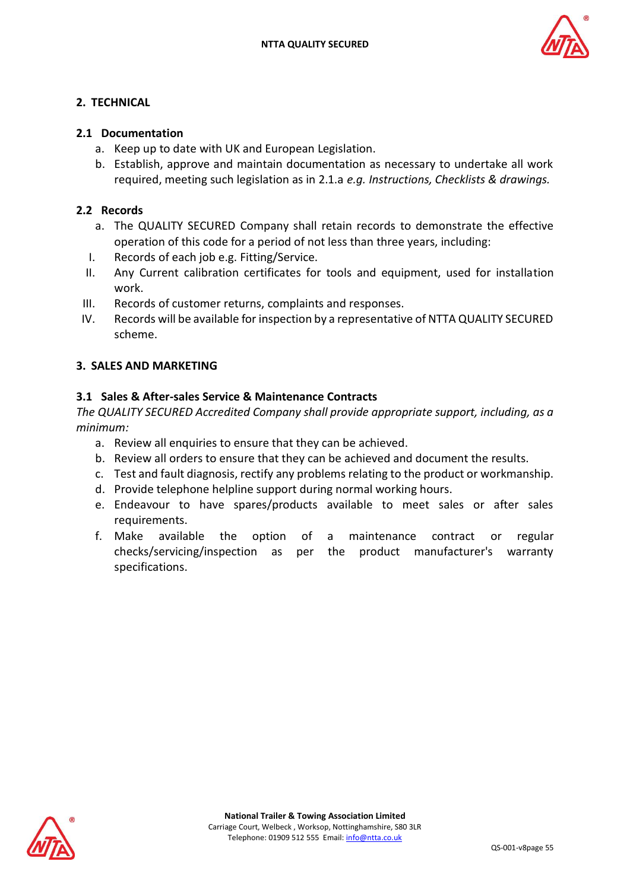## 2. TECHNICAL

### 2.1 Documentation

a. Keep up to date with UK and European Legislation.
b. Establish, approve and maintain documentation as necessary to undertake all work required, meeting such legislation as in 2.1.a *e.g. Instructions, Checklists & drawings.*

### 2.2 Records

a. The QUALITY SECURED Company shall retain records to demonstrate the effective operation of this code for a period of not less than three years, including:

I. Records of each job e.g. Fitting/Service.
II. Any Current calibration certificates for tools and equipment, used for installation work.
III. Records of customer returns, complaints and responses.
IV. Records will be available for inspection by a representative of NTTA QUALITY SECURED scheme.

## 3. SALES AND MARKETING

### 3.1 Sales & After-sales Service & Maintenance Contracts

*The QUALITY SECURED Accredited Company shall provide appropriate support, including, as a minimum:*

a. Review all enquiries to ensure that they can be achieved.
b. Review all orders to ensure that they can be achieved and document the results.
c. Test and fault diagnosis, rectify any problems relating to the product or workmanship.
d. Provide telephone helpline support during normal working hours.
e. Endeavour to have spares/products available to meet sales or after sales requirements.
f. Make available the option of a maintenance contract or regular checks/servicing/inspection as per the product manufacturer's warranty specifications.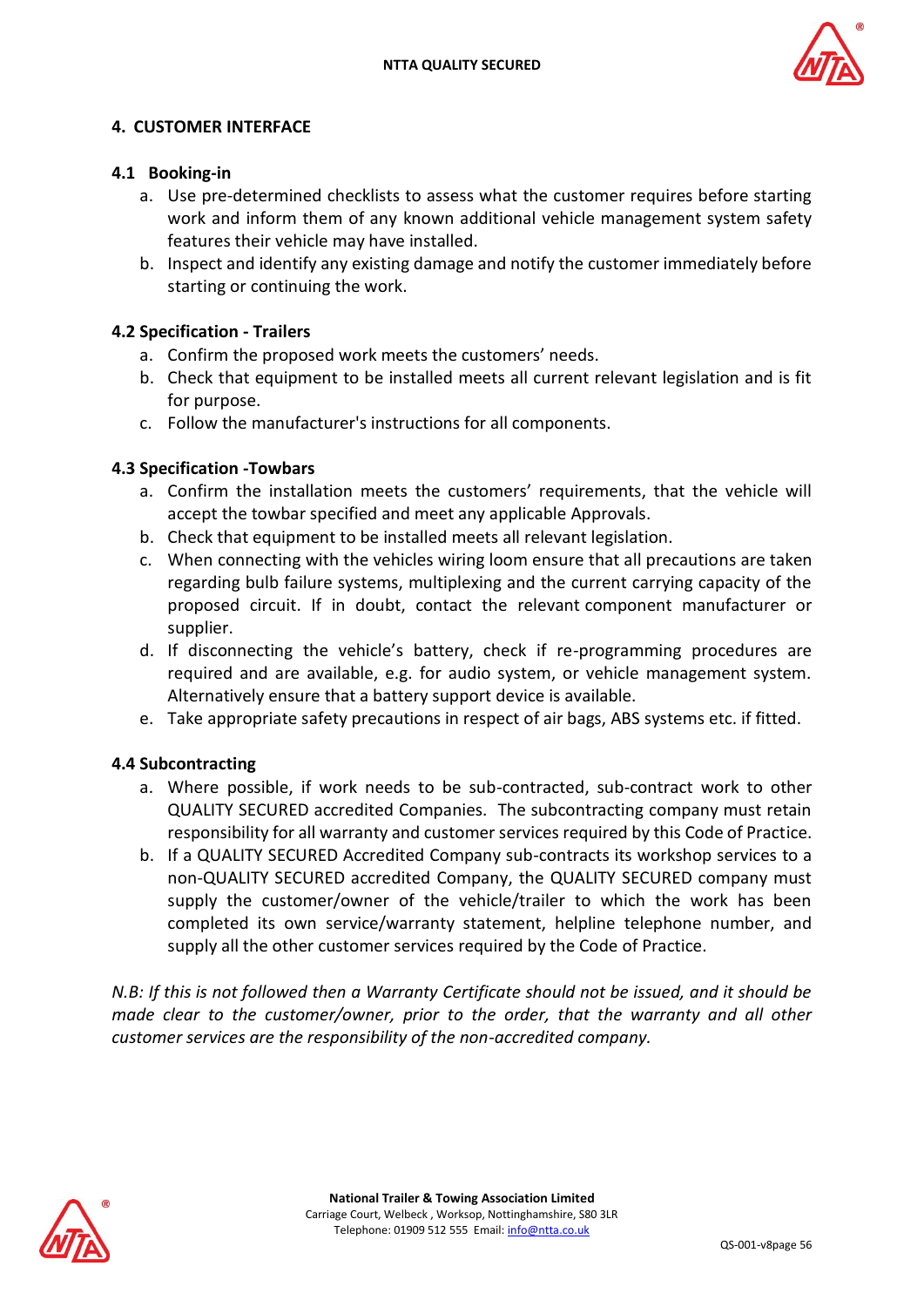## 4. CUSTOMER INTERFACE

### 4.1 Booking-in

a. Use pre-determined checklists to assess what the customer requires before starting work and inform them of any known additional vehicle management system safety features their vehicle may have installed.
b. Inspect and identify any existing damage and notify the customer immediately before starting or continuing the work.

### 4.2 Specification - Trailers

a. Confirm the proposed work meets the customers' needs.
b. Check that equipment to be installed meets all current relevant legislation and is fit for purpose.
c. Follow the manufacturer's instructions for all components.

### 4.3 Specification -Towbars

a. Confirm the installation meets the customers' requirements, that the vehicle will accept the towbar specified and meet any applicable Approvals.
b. Check that equipment to be installed meets all relevant legislation.
c. When connecting with the vehicles wiring loom ensure that all precautions are taken regarding bulb failure systems, multiplexing and the current carrying capacity of the proposed circuit. If in doubt, contact the relevant component manufacturer or supplier.
d. If disconnecting the vehicle's battery, check if re-programming procedures are required and are available, e.g. for audio system, or vehicle management system. Alternatively ensure that a battery support device is available.
e. Take appropriate safety precautions in respect of air bags, ABS systems etc. if fitted.

### 4.4 Subcontracting

a. Where possible, if work needs to be sub-contracted, sub-contract work to other QUALITY SECURED accredited Companies. The subcontracting company must retain responsibility for all warranty and customer services required by this Code of Practice.
b. If a QUALITY SECURED Accredited Company sub-contracts its workshop services to a non-QUALITY SECURED accredited Company, the QUALITY SECURED company must supply the customer/owner of the vehicle/trailer to which the work has been completed its own service/warranty statement, helpline telephone number, and supply all the other customer services required by the Code of Practice.

*N.B: If this is not followed then a Warranty Certificate should not be issued, and it should be made clear to the customer/owner, prior to the order, that the warranty and all other customer services are the responsibility of the non-accredited company.*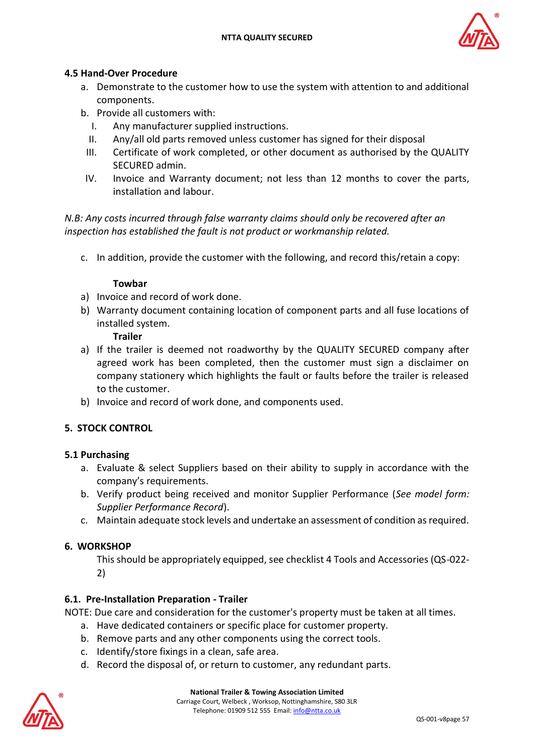### 4.5 Hand-Over Procedure

a. Demonstrate to the customer how to use the system with attention to and additional components.
b. Provide all customers with:
   I. Any manufacturer supplied instructions.
   II. Any/all old parts removed unless customer has signed for their disposal
   III. Certificate of work completed, or other document as authorised by the QUALITY SECURED admin.
   IV. Invoice and Warranty document; not less than 12 months to cover the parts, installation and labour.

*N.B: Any costs incurred through false warranty claims should only be recovered after an inspection has established the fault is not product or workmanship related.*

c. In addition, provide the customer with the following, and record this/retain a copy:

**Towbar**

a) Invoice and record of work done.
b) Warranty document containing location of component parts and all fuse locations of installed system.

**Trailer**

a) If the trailer is deemed not roadworthy by the QUALITY SECURED company after agreed work has been completed, then the customer must sign a disclaimer on company stationery which highlights the fault or faults before the trailer is released to the customer.
b) Invoice and record of work done, and components used.

## 5. STOCK CONTROL

### 5.1 Purchasing

a. Evaluate & select Suppliers based on their ability to supply in accordance with the company's requirements.
b. Verify product being received and monitor Supplier Performance (*See model form: Supplier Performance Record*).
c. Maintain adequate stock levels and undertake an assessment of condition as required.

## 6. WORKSHOP

This should be appropriately equipped, see checklist 4 Tools and Accessories (QS-022-2)

### 6.1. Pre-Installation Preparation - Trailer

NOTE: Due care and consideration for the customer's property must be taken at all times.

a. Have dedicated containers or specific place for customer property.
b. Remove parts and any other components using the correct tools.
c. Identify/store fixings in a clean, safe area.
d. Record the disposal of, or return to customer, any redundant parts.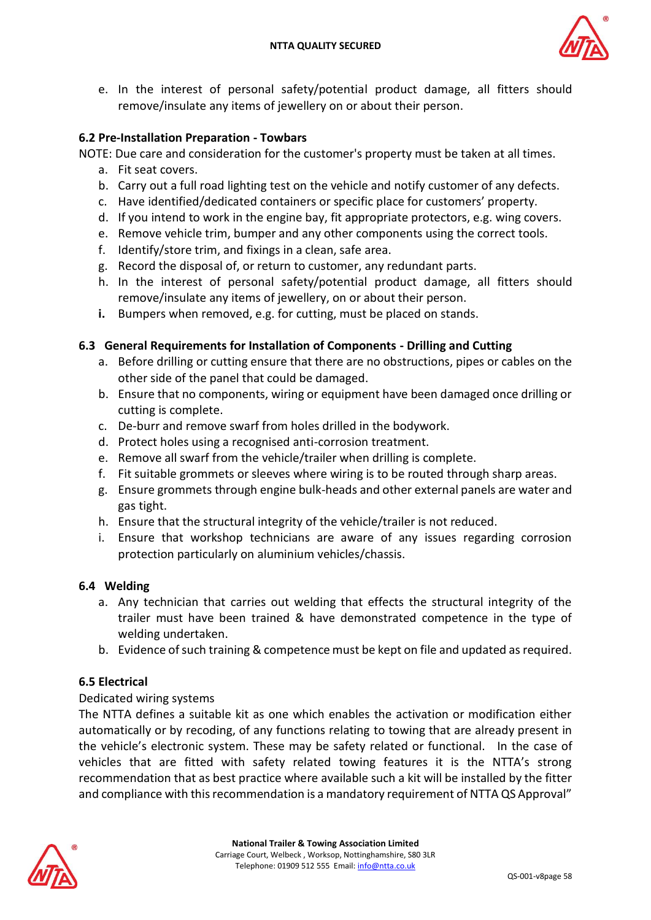e. In the interest of personal safety/potential product damage, all fitters should remove/insulate any items of jewellery on or about their person.

### 6.2 Pre-Installation Preparation - Towbars

NOTE: Due care and consideration for the customer's property must be taken at all times.

a. Fit seat covers.
b. Carry out a full road lighting test on the vehicle and notify customer of any defects.
c. Have identified/dedicated containers or specific place for customers' property.
d. If you intend to work in the engine bay, fit appropriate protectors, e.g. wing covers.
e. Remove vehicle trim, bumper and any other components using the correct tools.
f. Identify/store trim, and fixings in a clean, safe area.
g. Record the disposal of, or return to customer, any redundant parts.
h. In the interest of personal safety/potential product damage, all fitters should remove/insulate any items of jewellery, on or about their person.
**i.** Bumpers when removed, e.g. for cutting, must be placed on stands.

### 6.3 General Requirements for Installation of Components - Drilling and Cutting

a. Before drilling or cutting ensure that there are no obstructions, pipes or cables on the other side of the panel that could be damaged.
b. Ensure that no components, wiring or equipment have been damaged once drilling or cutting is complete.
c. De-burr and remove swarf from holes drilled in the bodywork.
d. Protect holes using a recognised anti-corrosion treatment.
e. Remove all swarf from the vehicle/trailer when drilling is complete.
f. Fit suitable grommets or sleeves where wiring is to be routed through sharp areas.
g. Ensure grommets through engine bulk-heads and other external panels are water and gas tight.
h. Ensure that the structural integrity of the vehicle/trailer is not reduced.
i. Ensure that workshop technicians are aware of any issues regarding corrosion protection particularly on aluminium vehicles/chassis.

### 6.4 Welding

a. Any technician that carries out welding that effects the structural integrity of the trailer must have been trained & have demonstrated competence in the type of welding undertaken.
b. Evidence of such training & competence must be kept on file and updated as required.

### 6.5 Electrical

Dedicated wiring systems

The NTTA defines a suitable kit as one which enables the activation or modification either automatically or by recoding, of any functions relating to towing that are already present in the vehicle's electronic system. These may be safety related or functional. In the case of vehicles that are fitted with safety related towing features it is the NTTA's strong recommendation that as best practice where available such a kit will be installed by the fitter and compliance with this recommendation is a mandatory requirement of NTTA QS Approval"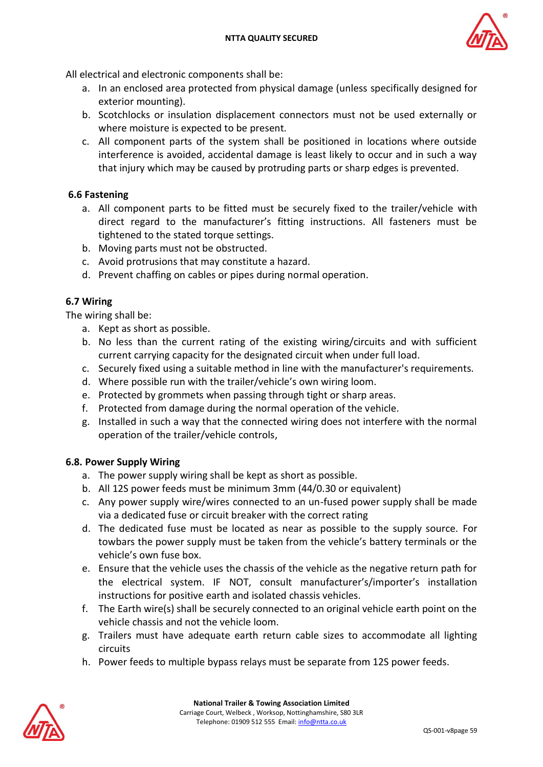All electrical and electronic components shall be:

a. In an enclosed area protected from physical damage (unless specifically designed for exterior mounting).
b. Scotchlocks or insulation displacement connectors must not be used externally or where moisture is expected to be present.
c. All component parts of the system shall be positioned in locations where outside interference is avoided, accidental damage is least likely to occur and in such a way that injury which may be caused by protruding parts or sharp edges is prevented.

### 6.6 Fastening

a. All component parts to be fitted must be securely fixed to the trailer/vehicle with direct regard to the manufacturer's fitting instructions. All fasteners must be tightened to the stated torque settings.
b. Moving parts must not be obstructed.
c. Avoid protrusions that may constitute a hazard.
d. Prevent chaffing on cables or pipes during normal operation.

### 6.7 Wiring

The wiring shall be:

a. Kept as short as possible.
b. No less than the current rating of the existing wiring/circuits and with sufficient current carrying capacity for the designated circuit when under full load.
c. Securely fixed using a suitable method in line with the manufacturer's requirements.
d. Where possible run with the trailer/vehicle's own wiring loom.
e. Protected by grommets when passing through tight or sharp areas.
f. Protected from damage during the normal operation of the vehicle.
g. Installed in such a way that the connected wiring does not interfere with the normal operation of the trailer/vehicle controls,

### 6.8. Power Supply Wiring

a. The power supply wiring shall be kept as short as possible.
b. All 12S power feeds must be minimum 3mm (44/0.30 or equivalent)
c. Any power supply wire/wires connected to an un-fused power supply shall be made via a dedicated fuse or circuit breaker with the correct rating
d. The dedicated fuse must be located as near as possible to the supply source. For towbars the power supply must be taken from the vehicle's battery terminals or the vehicle's own fuse box.
e. Ensure that the vehicle uses the chassis of the vehicle as the negative return path for the electrical system. IF NOT, consult manufacturer's/importer's installation instructions for positive earth and isolated chassis vehicles.
f. The Earth wire(s) shall be securely connected to an original vehicle earth point on the vehicle chassis and not the vehicle loom.
g. Trailers must have adequate earth return cable sizes to accommodate all lighting circuits
h. Power feeds to multiple bypass relays must be separate from 12S power feeds.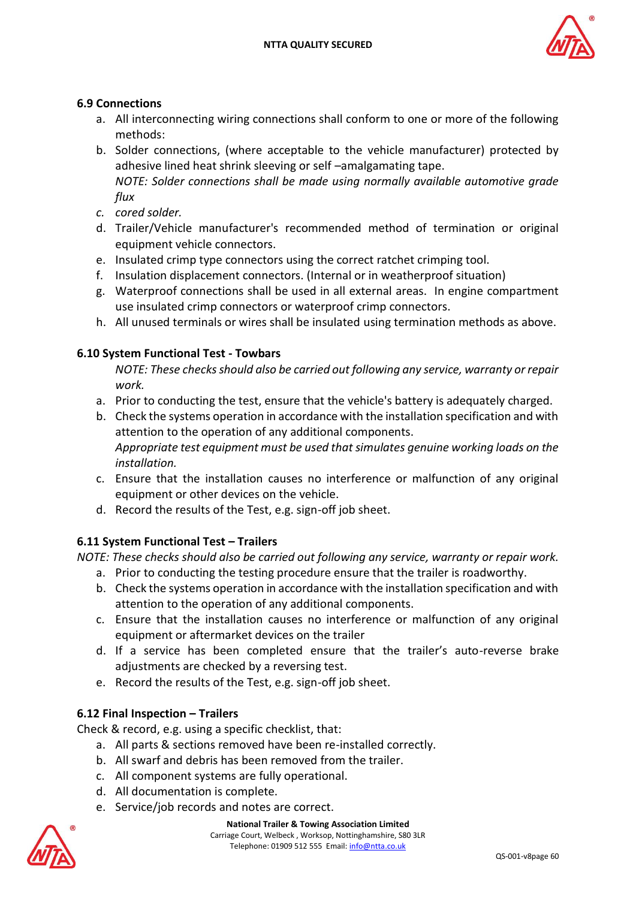### 6.9 Connections

a. All interconnecting wiring connections shall conform to one or more of the following methods:
b. Solder connections, (where acceptable to the vehicle manufacturer) protected by adhesive lined heat shrink sleeving or self –amalgamating tape.
   *NOTE: Solder connections shall be made using normally available automotive grade flux*
c. *cored solder.*
d. Trailer/Vehicle manufacturer's recommended method of termination or original equipment vehicle connectors.
e. Insulated crimp type connectors using the correct ratchet crimping tool.
f. Insulation displacement connectors. (Internal or in weatherproof situation)
g. Waterproof connections shall be used in all external areas. In engine compartment use insulated crimp connectors or waterproof crimp connectors.
h. All unused terminals or wires shall be insulated using termination methods as above.

### 6.10 System Functional Test - Towbars

*NOTE: These checks should also be carried out following any service, warranty or repair work.*

a. Prior to conducting the test, ensure that the vehicle's battery is adequately charged.
b. Check the systems operation in accordance with the installation specification and with attention to the operation of any additional components.
   *Appropriate test equipment must be used that simulates genuine working loads on the installation.*
c. Ensure that the installation causes no interference or malfunction of any original equipment or other devices on the vehicle.
d. Record the results of the Test, e.g. sign-off job sheet.

### 6.11 System Functional Test – Trailers

*NOTE: These checks should also be carried out following any service, warranty or repair work.*

a. Prior to conducting the testing procedure ensure that the trailer is roadworthy.
b. Check the systems operation in accordance with the installation specification and with attention to the operation of any additional components.
c. Ensure that the installation causes no interference or malfunction of any original equipment or aftermarket devices on the trailer
d. If a service has been completed ensure that the trailer's auto-reverse brake adjustments are checked by a reversing test.
e. Record the results of the Test, e.g. sign-off job sheet.

### 6.12 Final Inspection – Trailers

Check & record, e.g. using a specific checklist, that:

a. All parts & sections removed have been re-installed correctly.
b. All swarf and debris has been removed from the trailer.
c. All component systems are fully operational.
d. All documentation is complete.
e. Service/job records and notes are correct.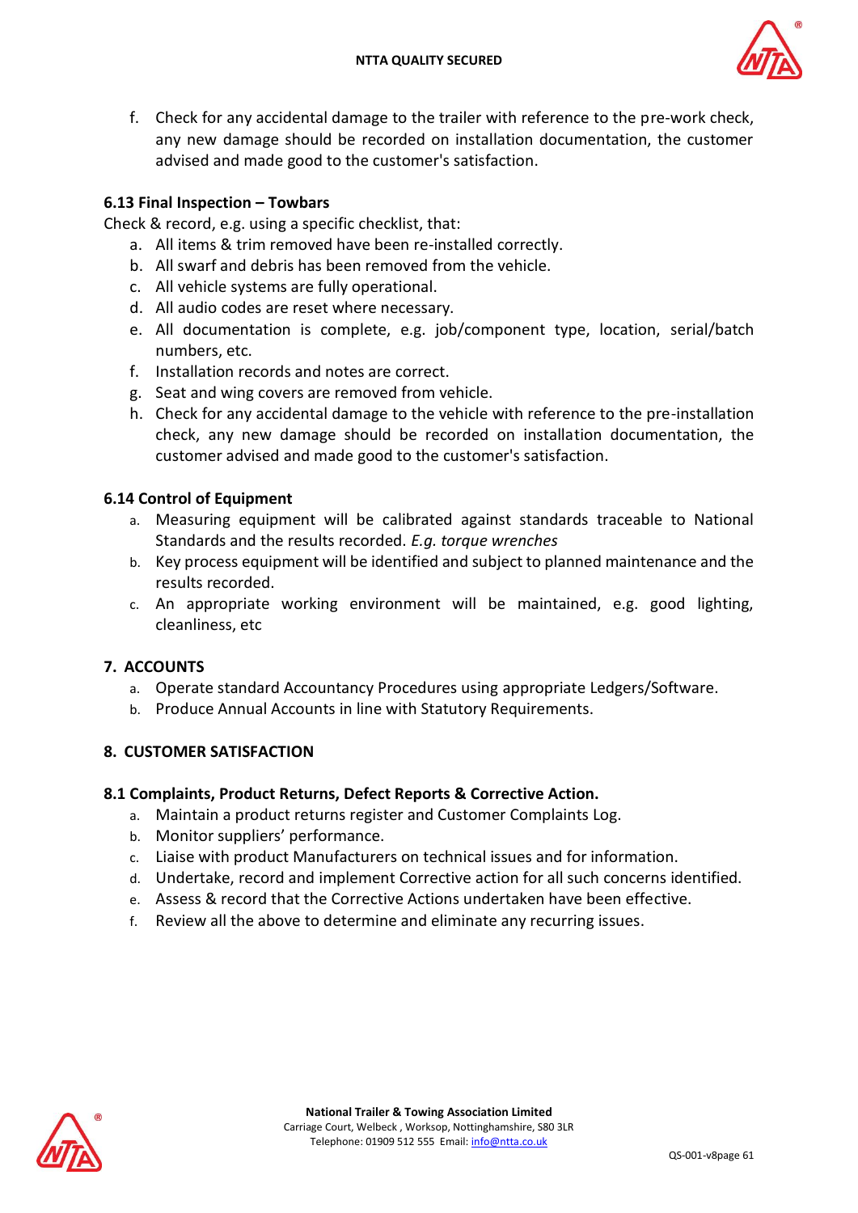f. Check for any accidental damage to the trailer with reference to the pre-work check, any new damage should be recorded on installation documentation, the customer advised and made good to the customer's satisfaction.

### 6.13 Final Inspection – Towbars

Check & record, e.g. using a specific checklist, that:

a. All items & trim removed have been re-installed correctly.
b. All swarf and debris has been removed from the vehicle.
c. All vehicle systems are fully operational.
d. All audio codes are reset where necessary.
e. All documentation is complete, e.g. job/component type, location, serial/batch numbers, etc.
f. Installation records and notes are correct.
g. Seat and wing covers are removed from vehicle.
h. Check for any accidental damage to the vehicle with reference to the pre-installation check, any new damage should be recorded on installation documentation, the customer advised and made good to the customer's satisfaction.

### 6.14 Control of Equipment

a. Measuring equipment will be calibrated against standards traceable to National Standards and the results recorded. *E.g. torque wrenches*
b. Key process equipment will be identified and subject to planned maintenance and the results recorded.
c. An appropriate working environment will be maintained, e.g. good lighting, cleanliness, etc

## 7. ACCOUNTS

a. Operate standard Accountancy Procedures using appropriate Ledgers/Software.
b. Produce Annual Accounts in line with Statutory Requirements.

## 8. CUSTOMER SATISFACTION

### 8.1 Complaints, Product Returns, Defect Reports & Corrective Action.

a. Maintain a product returns register and Customer Complaints Log.
b. Monitor suppliers' performance.
c. Liaise with product Manufacturers on technical issues and for information.
d. Undertake, record and implement Corrective action for all such concerns identified.
e. Assess & record that the Corrective Actions undertaken have been effective.
f. Review all the above to determine and eliminate any recurring issues.